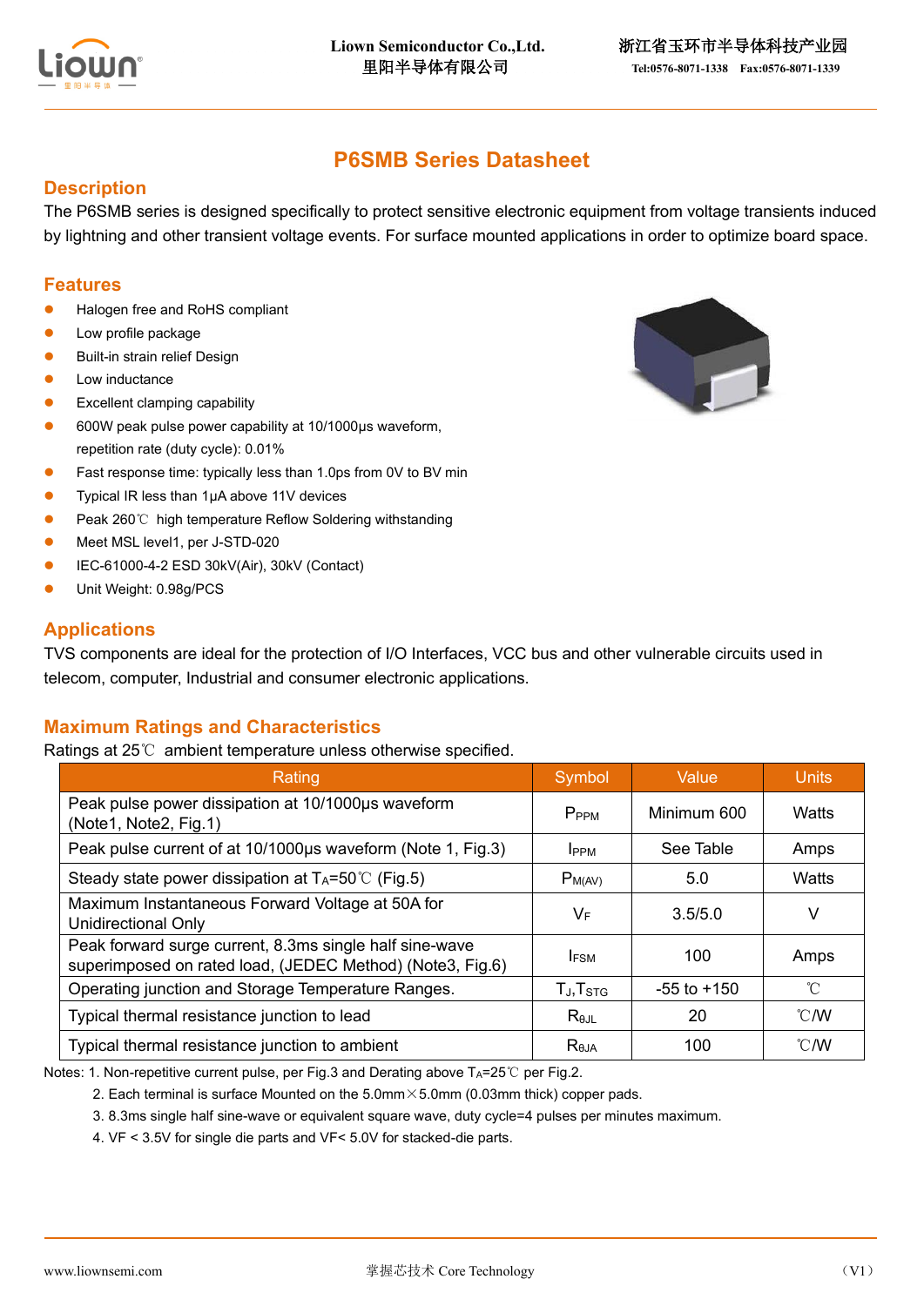# P6SMB Series Datasheet

## Description

The P6SMB series is designed specifically to protect sensitive electronic equipment from voltage transients induced by lightning and other transient voltage events. For surface mounted applications in order to optimize board space.

## Features

- Halogen free and RoHS compliant
- Low profile package
- Built-in strain relief Design
- Low inductance
- Excellent clamping capability
- 600W peak pulse power capability at 10/1000μs waveform, repetition rate (duty cycle): 0.01%
- Fast response time: typically less than 1.0ps from 0V to BV min
- Typical IR less than 1μA above 11V devices
- Peak 260℃ high temperature Reflow Soldering withstanding
- Meet MSL level1, per J-STD-020
- IEC-61000-4-2 ESD 30kV(Air), 30kV (Contact)
- Unit Weight: 0.98g/PCS

## Applications

TVS components are ideal for the protection of I/O Interfaces, VCC bus and other vulnerable circuits used in telecom, computer, Industrial and consumer electronic applications.

## Maximum Ratings and Characteristics

Ratings at 25℃ ambient temperature unless otherwise specified.

| Rating | Symbol | Value | Units |
|---|---|---|---|
| Peak pulse power dissipation at 10/1000μs waveform (Note1, Note2, Fig.1) | $P_{PPM}$ | Minimum 600 | Watts |
| Peak pulse current of at 10/1000μs waveform (Note 1, Fig.3) | $I_{PPM}$ | See Table | Amps |
| Steady state power dissipation at $T_A$=50℃ (Fig.5) | $P_{M(AV)}$ | 5.0 | Watts |
| Maximum Instantaneous Forward Voltage at 50A for Unidirectional Only | $V_F$ | 3.5/5.0 | V |
| Peak forward surge current, 8.3ms single half sine-wave superimposed on rated load, (JEDEC Method) (Note3, Fig.6) | $I_{FSM}$ | 100 | Amps |
| Operating junction and Storage Temperature Ranges. | $T_J$,$T_{STG}$ | -55 to +150 | ℃ |
| Typical thermal resistance junction to lead | $R_{\theta JL}$ | 20 | ℃/W |
| Typical thermal resistance junction to ambient | $R_{\theta JA}$ | 100 | ℃/W |

Notes: 1. Non-repetitive current pulse, per Fig.3 and Derating above $T_A$=25℃ per Fig.2.

2. Each terminal is surface Mounted on the 5.0mm×5.0mm (0.03mm thick) copper pads.

3. 8.3ms single half sine-wave or equivalent square wave, duty cycle=4 pulses per minutes maximum.

4. VF < 3.5V for single die parts and VF< 5.0V for stacked-die parts.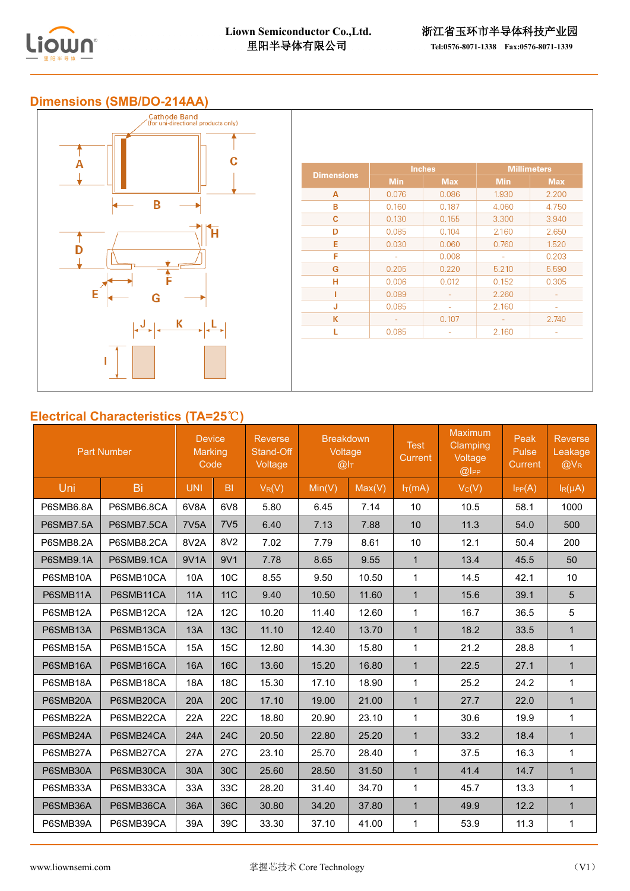## Dimensions (SMB/DO-214AA)

Cathode Band
(for uni-directional products only)

| Dimensions | Inches | | Millimeters | |
|---|---|---|---|---|
| | Min | Max | Min | Max |
| A | 0.076 | 0.086 | 1.930 | 2.200 |
| B | 0.160 | 0.187 | 4.060 | 4.750 |
| C | 0.130 | 0.155 | 3.300 | 3.940 |
| D | 0.085 | 0.104 | 2.160 | 2.650 |
| E | 0.030 | 0.060 | 0.760 | 1.520 |
| F | - | 0.008 | - | 0.203 |
| G | 0.205 | 0.220 | 5.210 | 5.590 |
| H | 0.006 | 0.012 | 0.152 | 0.305 |
| I | 0.089 | - | 2.260 | - |
| J | 0.085 | - | 2.160 | - |
| K | - | 0.107 | - | 2.740 |
| L | 0.085 | - | 2.160 | - |

## Electrical Characteristics (TA=25℃)

| Part Number | | Device Marking Code | | Reverse Stand-Off Voltage | Breakdown Voltage @$I_T$ | | Test Current | Maximum Clamping Voltage @$I_{PP}$ | Peak Pulse Current | Reverse Leakage @$V_R$ |
|---|---|---|---|---|---|---|---|---|---|---|
| Uni | Bi | UNI | BI | $V_R$(V) | Min(V) | Max(V) | $I_T$(mA) | $V_C$(V) | $I_{PP}$(A) | $I_R$(μA) |
| P6SMB6.8A | P6SMB6.8CA | 6V8A | 6V8 | 5.80 | 6.45 | 7.14 | 10 | 10.5 | 58.1 | 1000 |
| P6SMB7.5A | P6SMB7.5CA | 7V5A | 7V5 | 6.40 | 7.13 | 7.88 | 10 | 11.3 | 54.0 | 500 |
| P6SMB8.2A | P6SMB8.2CA | 8V2A | 8V2 | 7.02 | 7.79 | 8.61 | 10 | 12.1 | 50.4 | 200 |
| P6SMB9.1A | P6SMB9.1CA | 9V1A | 9V1 | 7.78 | 8.65 | 9.55 | 1 | 13.4 | 45.5 | 50 |
| P6SMB10A | P6SMB10CA | 10A | 10C | 8.55 | 9.50 | 10.50 | 1 | 14.5 | 42.1 | 10 |
| P6SMB11A | P6SMB11CA | 11A | 11C | 9.40 | 10.50 | 11.60 | 1 | 15.6 | 39.1 | 5 |
| P6SMB12A | P6SMB12CA | 12A | 12C | 10.20 | 11.40 | 12.60 | 1 | 16.7 | 36.5 | 5 |
| P6SMB13A | P6SMB13CA | 13A | 13C | 11.10 | 12.40 | 13.70 | 1 | 18.2 | 33.5 | 1 |
| P6SMB15A | P6SMB15CA | 15A | 15C | 12.80 | 14.30 | 15.80 | 1 | 21.2 | 28.8 | 1 |
| P6SMB16A | P6SMB16CA | 16A | 16C | 13.60 | 15.20 | 16.80 | 1 | 22.5 | 27.1 | 1 |
| P6SMB18A | P6SMB18CA | 18A | 18C | 15.30 | 17.10 | 18.90 | 1 | 25.2 | 24.2 | 1 |
| P6SMB20A | P6SMB20CA | 20A | 20C | 17.10 | 19.00 | 21.00 | 1 | 27.7 | 22.0 | 1 |
| P6SMB22A | P6SMB22CA | 22A | 22C | 18.80 | 20.90 | 23.10 | 1 | 30.6 | 19.9 | 1 |
| P6SMB24A | P6SMB24CA | 24A | 24C | 20.50 | 22.80 | 25.20 | 1 | 33.2 | 18.4 | 1 |
| P6SMB27A | P6SMB27CA | 27A | 27C | 23.10 | 25.70 | 28.40 | 1 | 37.5 | 16.3 | 1 |
| P6SMB30A | P6SMB30CA | 30A | 30C | 25.60 | 28.50 | 31.50 | 1 | 41.4 | 14.7 | 1 |
| P6SMB33A | P6SMB33CA | 33A | 33C | 28.20 | 31.40 | 34.70 | 1 | 45.7 | 13.3 | 1 |
| P6SMB36A | P6SMB36CA | 36A | 36C | 30.80 | 34.20 | 37.80 | 1 | 49.9 | 12.2 | 1 |
| P6SMB39A | P6SMB39CA | 39A | 39C | 33.30 | 37.10 | 41.00 | 1 | 53.9 | 11.3 | 1 |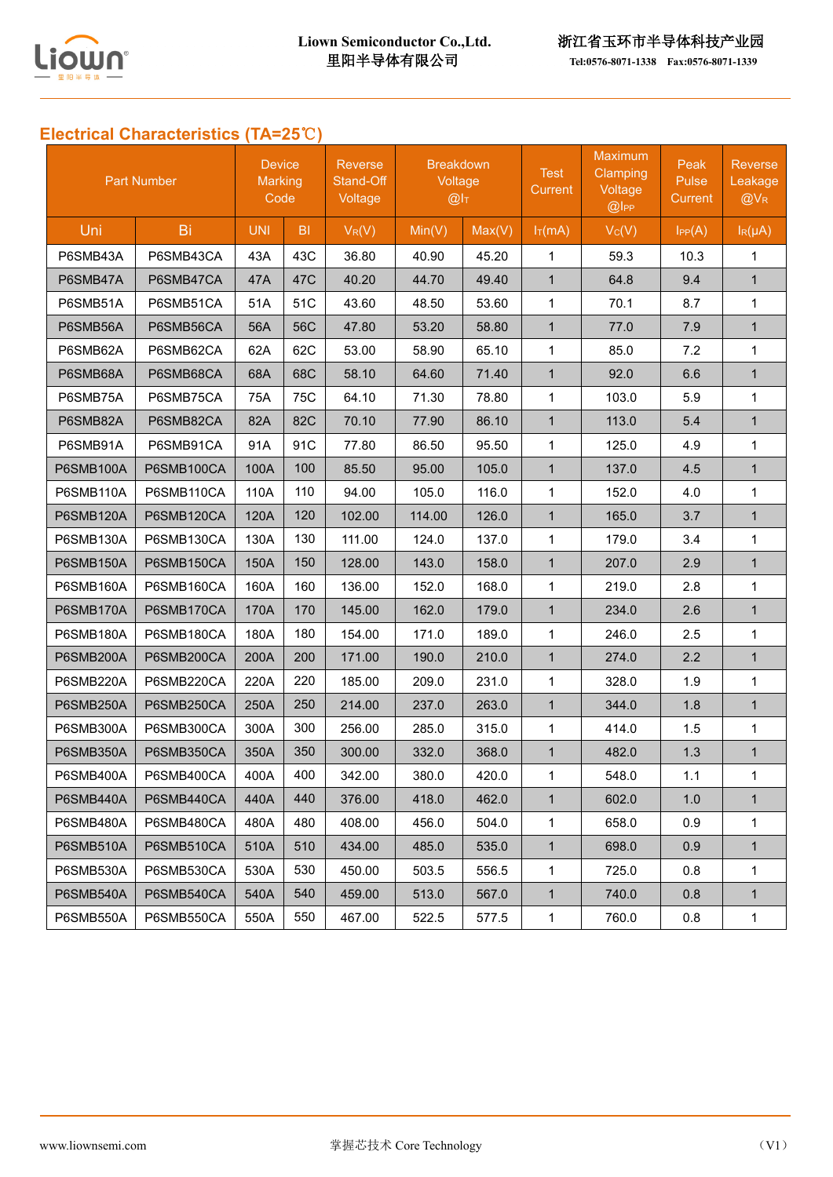## Electrical Characteristics (TA=25℃)

| Part Number | | Device Marking Code | | Reverse Stand-Off Voltage | Breakdown Voltage @$I_T$ | | Test Current | Maximum Clamping Voltage @$I_{PP}$ | Peak Pulse Current | Reverse Leakage @$V_R$ |
|---|---|---|---|---|---|---|---|---|---|---|
| Uni | Bi | UNI | BI | $V_R$(V) | Min(V) | Max(V) | $I_T$(mA) | $V_C$(V) | $I_{PP}$(A) | $I_R$(μA) |
| P6SMB43A | P6SMB43CA | 43A | 43C | 36.80 | 40.90 | 45.20 | 1 | 59.3 | 10.3 | 1 |
| P6SMB47A | P6SMB47CA | 47A | 47C | 40.20 | 44.70 | 49.40 | 1 | 64.8 | 9.4 | 1 |
| P6SMB51A | P6SMB51CA | 51A | 51C | 43.60 | 48.50 | 53.60 | 1 | 70.1 | 8.7 | 1 |
| P6SMB56A | P6SMB56CA | 56A | 56C | 47.80 | 53.20 | 58.80 | 1 | 77.0 | 7.9 | 1 |
| P6SMB62A | P6SMB62CA | 62A | 62C | 53.00 | 58.90 | 65.10 | 1 | 85.0 | 7.2 | 1 |
| P6SMB68A | P6SMB68CA | 68A | 68C | 58.10 | 64.60 | 71.40 | 1 | 92.0 | 6.6 | 1 |
| P6SMB75A | P6SMB75CA | 75A | 75C | 64.10 | 71.30 | 78.80 | 1 | 103.0 | 5.9 | 1 |
| P6SMB82A | P6SMB82CA | 82A | 82C | 70.10 | 77.90 | 86.10 | 1 | 113.0 | 5.4 | 1 |
| P6SMB91A | P6SMB91CA | 91A | 91C | 77.80 | 86.50 | 95.50 | 1 | 125.0 | 4.9 | 1 |
| P6SMB100A | P6SMB100CA | 100A | 100 | 85.50 | 95.00 | 105.0 | 1 | 137.0 | 4.5 | 1 |
| P6SMB110A | P6SMB110CA | 110A | 110 | 94.00 | 105.0 | 116.0 | 1 | 152.0 | 4.0 | 1 |
| P6SMB120A | P6SMB120CA | 120A | 120 | 102.00 | 114.00 | 126.0 | 1 | 165.0 | 3.7 | 1 |
| P6SMB130A | P6SMB130CA | 130A | 130 | 111.00 | 124.0 | 137.0 | 1 | 179.0 | 3.4 | 1 |
| P6SMB150A | P6SMB150CA | 150A | 150 | 128.00 | 143.0 | 158.0 | 1 | 207.0 | 2.9 | 1 |
| P6SMB160A | P6SMB160CA | 160A | 160 | 136.00 | 152.0 | 168.0 | 1 | 219.0 | 2.8 | 1 |
| P6SMB170A | P6SMB170CA | 170A | 170 | 145.00 | 162.0 | 179.0 | 1 | 234.0 | 2.6 | 1 |
| P6SMB180A | P6SMB180CA | 180A | 180 | 154.00 | 171.0 | 189.0 | 1 | 246.0 | 2.5 | 1 |
| P6SMB200A | P6SMB200CA | 200A | 200 | 171.00 | 190.0 | 210.0 | 1 | 274.0 | 2.2 | 1 |
| P6SMB220A | P6SMB220CA | 220A | 220 | 185.00 | 209.0 | 231.0 | 1 | 328.0 | 1.9 | 1 |
| P6SMB250A | P6SMB250CA | 250A | 250 | 214.00 | 237.0 | 263.0 | 1 | 344.0 | 1.8 | 1 |
| P6SMB300A | P6SMB300CA | 300A | 300 | 256.00 | 285.0 | 315.0 | 1 | 414.0 | 1.5 | 1 |
| P6SMB350A | P6SMB350CA | 350A | 350 | 300.00 | 332.0 | 368.0 | 1 | 482.0 | 1.3 | 1 |
| P6SMB400A | P6SMB400CA | 400A | 400 | 342.00 | 380.0 | 420.0 | 1 | 548.0 | 1.1 | 1 |
| P6SMB440A | P6SMB440CA | 440A | 440 | 376.00 | 418.0 | 462.0 | 1 | 602.0 | 1.0 | 1 |
| P6SMB480A | P6SMB480CA | 480A | 480 | 408.00 | 456.0 | 504.0 | 1 | 658.0 | 0.9 | 1 |
| P6SMB510A | P6SMB510CA | 510A | 510 | 434.00 | 485.0 | 535.0 | 1 | 698.0 | 0.9 | 1 |
| P6SMB530A | P6SMB530CA | 530A | 530 | 450.00 | 503.5 | 556.5 | 1 | 725.0 | 0.8 | 1 |
| P6SMB540A | P6SMB540CA | 540A | 540 | 459.00 | 513.0 | 567.0 | 1 | 740.0 | 0.8 | 1 |
| P6SMB550A | P6SMB550CA | 550A | 550 | 467.00 | 522.5 | 577.5 | 1 | 760.0 | 0.8 | 1 |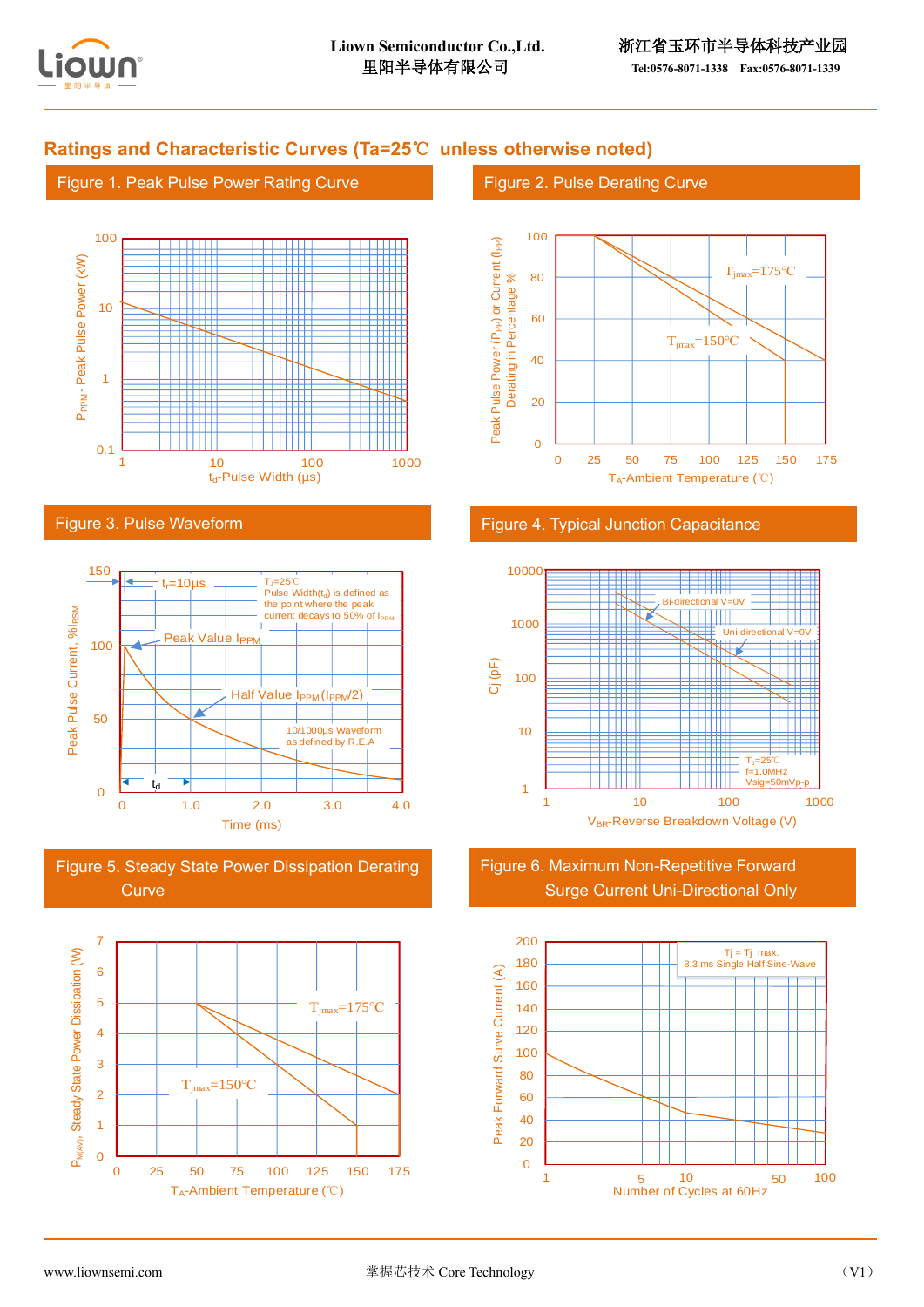## Ratings and Characteristic Curves (Ta=25℃ unless otherwise noted)

### Figure 1. Peak Pulse Power Rating Curve

$P_{PPM}$ - Peak Pulse Power (kW)

100, 10, 1, 0.1

1, 10, 100, 1000

$t_d$-Pulse Width (μs)

### Figure 2. Pulse Derating Curve

Peak Pulse Power ($P_{PP}$) or Current ($I_{PP}$) Derating in Percentage %

$T_{jmax}$=175℃

$T_{jmax}$=150℃

0, 25, 50, 75, 100, 125, 150, 175

$T_A$-Ambient Temperature (℃)

### Figure 3. Pulse Waveform

Peak Pulse Current, $\%I_{RSM}$

$t_r$=10μs

$T_J$=25℃
Pulse Width($t_d$) is defined as the point where the peak current decays to 50% of $I_{PPM}$

Peak Value $I_{PPM}$

Half Value $I_{PPM}$ ($I_{PPM}$/2)

10/1000μs Waveform as defined by R.E.A

$t_d$

0, 1.0, 2.0, 3.0, 4.0

Time (ms)

### Figure 4. Typical Junction Capacitance

Cj (pF)

Bi-directional V=0V

Uni-directional V=0V

$T_J$=25℃
f=1.0MHz
Vsig=50mVp-p

1, 10, 100, 1000

$V_{BR}$-Reverse Breakdown Voltage (V)

### Figure 5. Steady State Power Dissipation Derating Curve

$P_{M(AV)}$, Steady State Power Dissipation (W)

$T_{jmax}$=175℃

$T_{jmax}$=150℃

0, 25, 50, 75, 100, 125, 150, 175

$T_A$-Ambient Temperature (℃)

### Figure 6. Maximum Non-Repetitive Forward Surge Current Uni-Directional Only

Peak Forward Surve Current (A)

Tj = Tj max.
8.3 ms Single Half Sine-Wave

1, 5, 10, 50, 100

Number of Cycles at 60Hz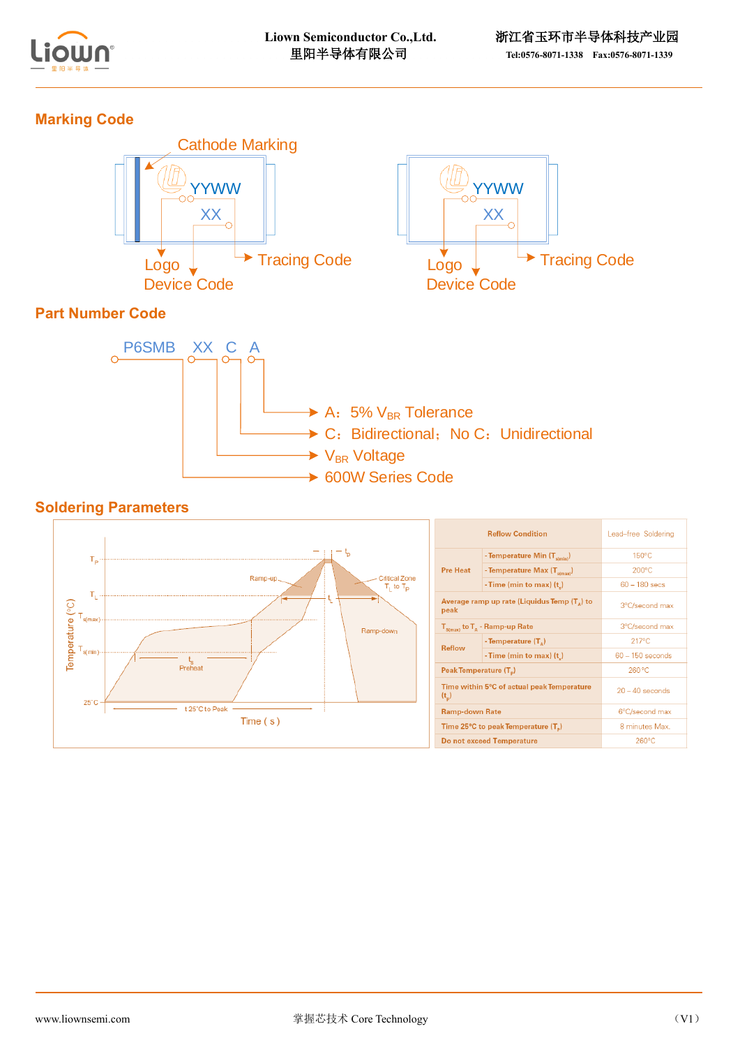## Marking Code

Cathode Marking

YYWW

XX

Logo

Device Code

Tracing Code

## Part Number Code

P6SMB XX C A

- A： 5% $V_{BR}$ Tolerance
- C： Bidirectional；No C： Unidirectional
- $V_{BR}$ Voltage
- 600W Series Code

## Soldering Parameters

| Reflow Condition | | Lead–free Soldering |
|---|---|---|
| Pre Heat | - Temperature Min ($T_{s(min)}$) | 150°C |
| | - Temperature Max ($T_{s(max)}$) | 200°C |
| | - Time (min to max) ($t_s$) | 60 – 180 secs |
| Average ramp up rate (Liquidus Temp ($T_A$) to peak | | 3°C/second max |
| $T_{s(max)}$ to $T_A$ - Ramp-up Rate | | 3°C/second max |
| Reflow | - Temperature ($T_A$) | 217°C |
| | - Time (min to max) ($t_s$) | 60 – 150 seconds |
| Peak Temperature ($T_p$) | | 260 °C |
| Time within 5°C of actual peak Temperature ($t_p$) | | 20 – 40 seconds |
| Ramp-down Rate | | 6°C/second max |
| Time 25°C to peak Temperature ($T_p$) | | 8 minutes Max. |
| Do not exceed Temperature | | 260°C |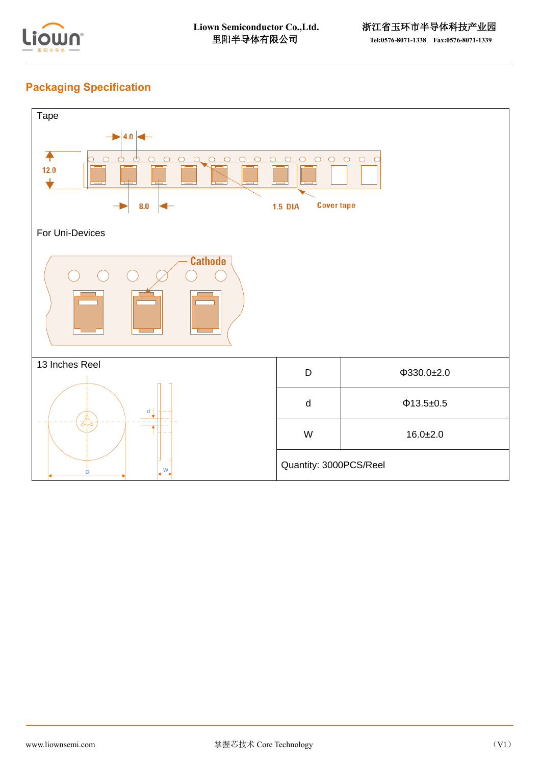## Packaging Specification

Tape

4.0

12.0

8.0

1.5 DIA

Cover tape

For Uni-Devices

Cathode

13 Inches Reel

d

D

W

| | |
|---|---|
| D | Φ330.0±2.0 |
| d | Φ13.5±0.5 |
| W | 16.0±2.0 |
| Quantity: 3000PCS/Reel | |